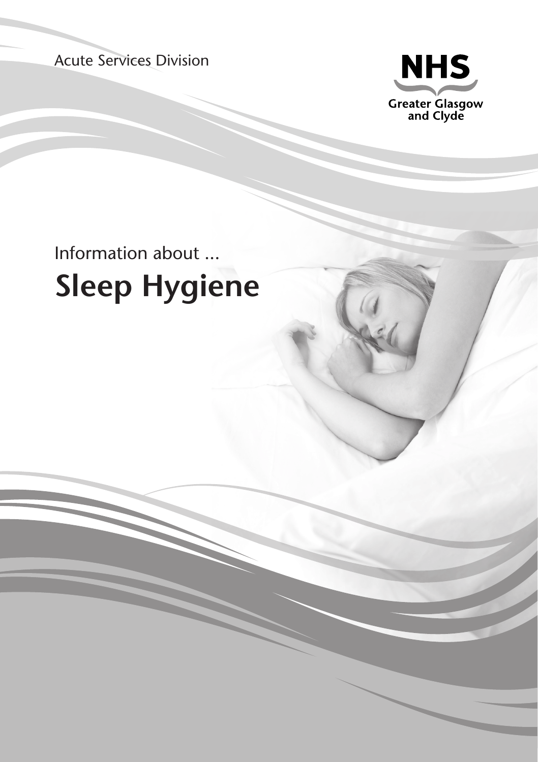Acute Services Division

NHS
Greater Glasgow and Clyde

Information about ...

# Sleep Hygiene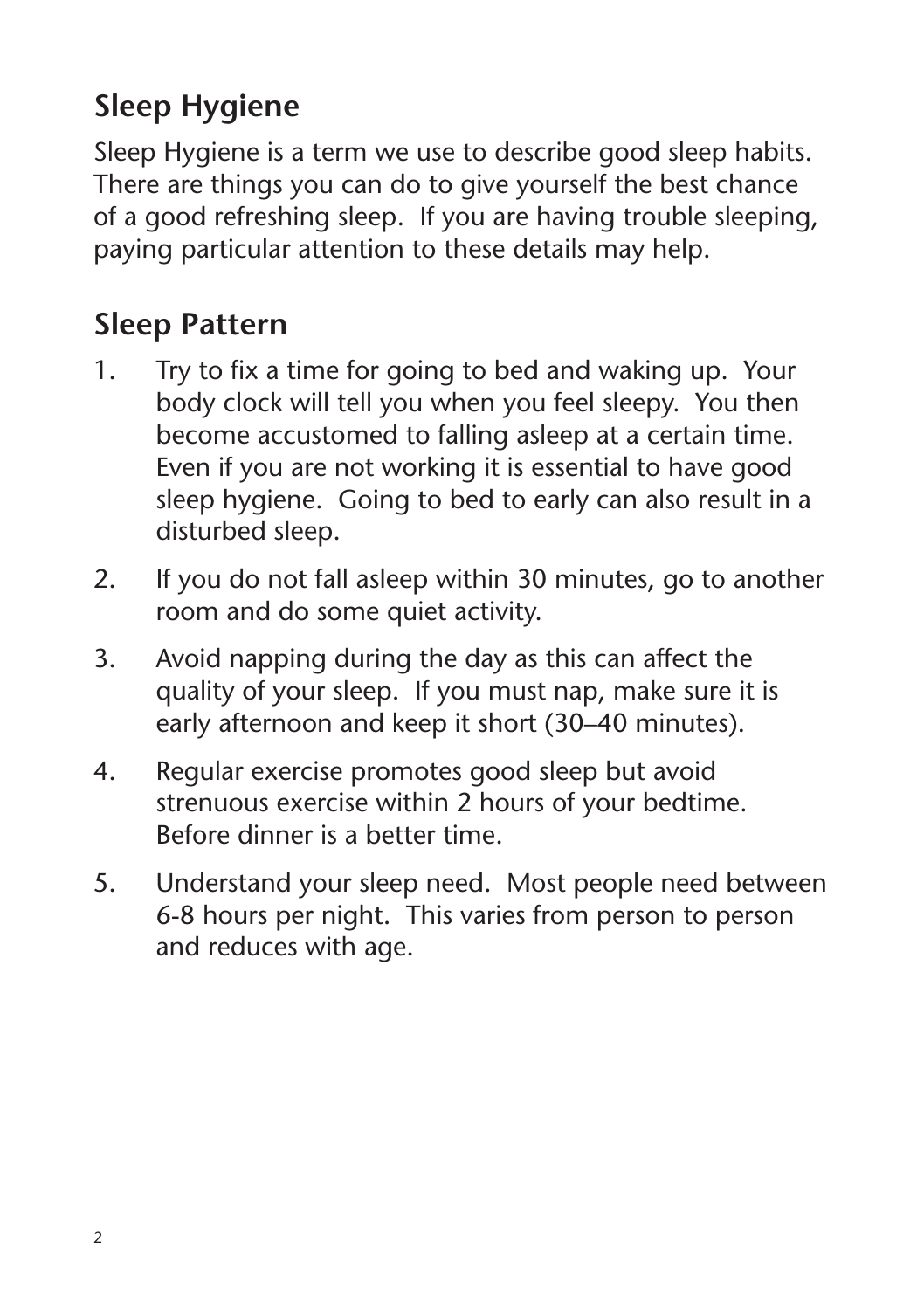## Sleep Hygiene

Sleep Hygiene is a term we use to describe good sleep habits. There are things you can do to give yourself the best chance of a good refreshing sleep. If you are having trouble sleeping, paying particular attention to these details may help.

## Sleep Pattern

1. Try to fix a time for going to bed and waking up. Your body clock will tell you when you feel sleepy. You then become accustomed to falling asleep at a certain time. Even if you are not working it is essential to have good sleep hygiene. Going to bed to early can also result in a disturbed sleep.
2. If you do not fall asleep within 30 minutes, go to another room and do some quiet activity.
3. Avoid napping during the day as this can affect the quality of your sleep. If you must nap, make sure it is early afternoon and keep it short (30–40 minutes).
4. Regular exercise promotes good sleep but avoid strenuous exercise within 2 hours of your bedtime. Before dinner is a better time.
5. Understand your sleep need. Most people need between 6-8 hours per night. This varies from person to person and reduces with age.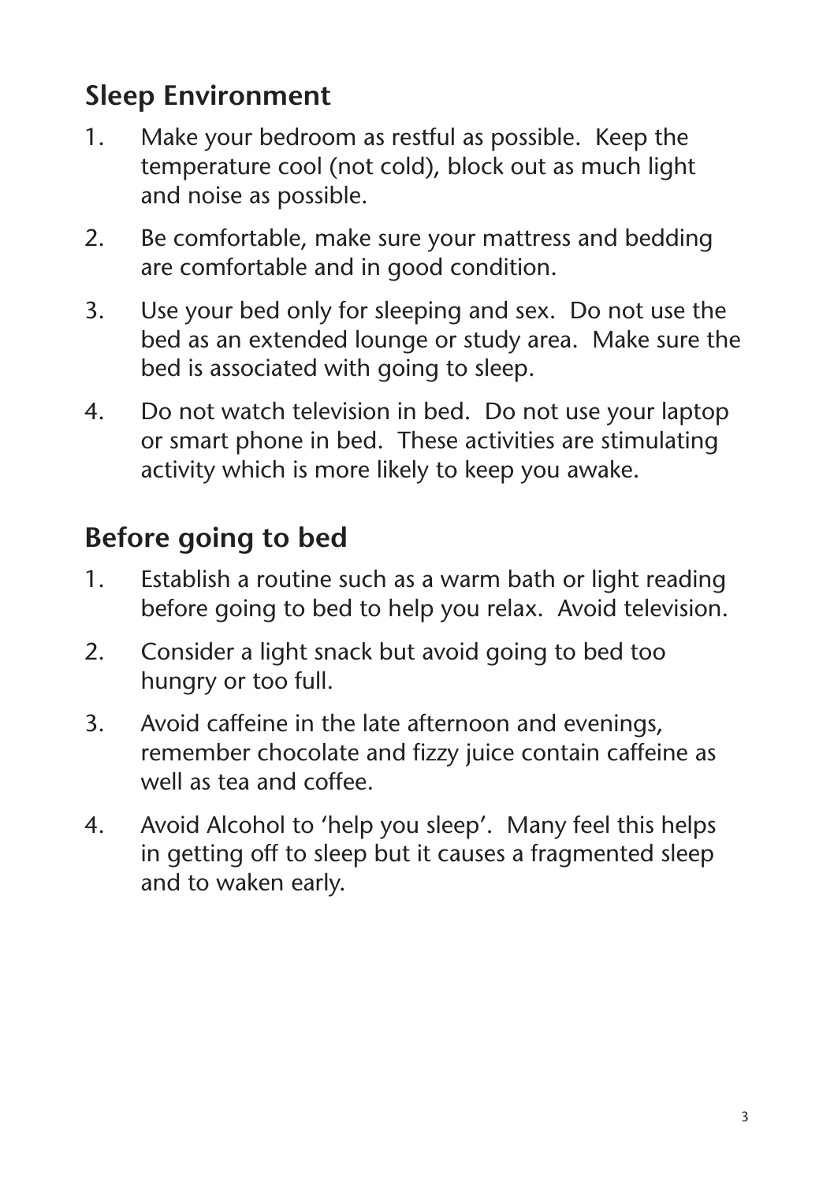## Sleep Environment

1. Make your bedroom as restful as possible. Keep the temperature cool (not cold), block out as much light and noise as possible.
2. Be comfortable, make sure your mattress and bedding are comfortable and in good condition.
3. Use your bed only for sleeping and sex. Do not use the bed as an extended lounge or study area. Make sure the bed is associated with going to sleep.
4. Do not watch television in bed. Do not use your laptop or smart phone in bed. These activities are stimulating activity which is more likely to keep you awake.

## Before going to bed

1. Establish a routine such as a warm bath or light reading before going to bed to help you relax. Avoid television.
2. Consider a light snack but avoid going to bed too hungry or too full.
3. Avoid caffeine in the late afternoon and evenings, remember chocolate and fizzy juice contain caffeine as well as tea and coffee.
4. Avoid Alcohol to 'help you sleep'. Many feel this helps in getting off to sleep but it causes a fragmented sleep and to waken early.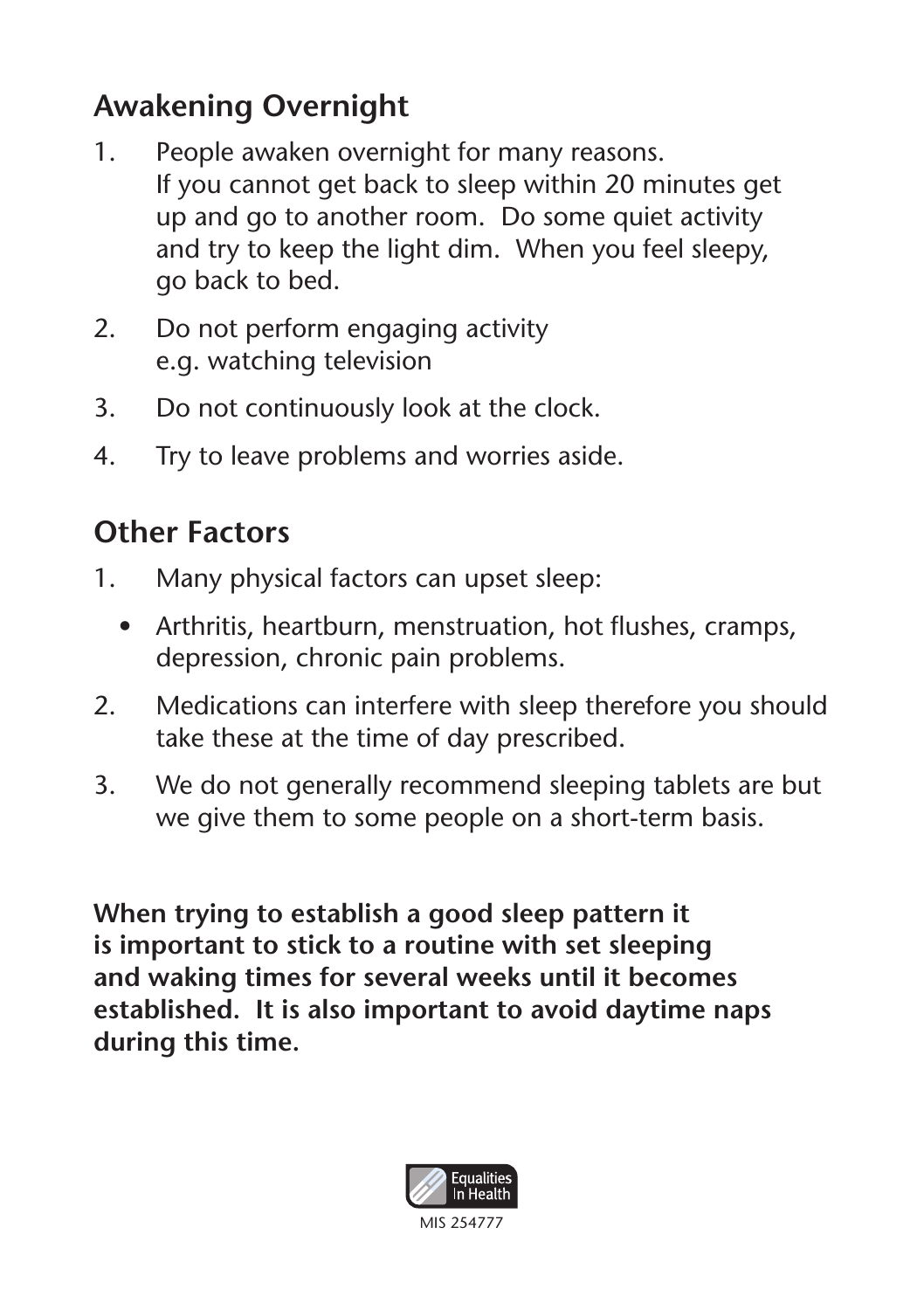## Awakening Overnight

1. People awaken overnight for many reasons.
   If you cannot get back to sleep within 20 minutes get up and go to another room. Do some quiet activity and try to keep the light dim. When you feel sleepy, go back to bed.
2. Do not perform engaging activity
   e.g. watching television
3. Do not continuously look at the clock.
4. Try to leave problems and worries aside.

## Other Factors

1. Many physical factors can upset sleep:
   - Arthritis, heartburn, menstruation, hot flushes, cramps, depression, chronic pain problems.
2. Medications can interfere with sleep therefore you should take these at the time of day prescribed.
3. We do not generally recommend sleeping tablets are but we give them to some people on a short-term basis.

**When trying to establish a good sleep pattern it is important to stick to a routine with set sleeping and waking times for several weeks until it becomes established. It is also important to avoid daytime naps during this time.**

Equalities In Health

MIS 254777